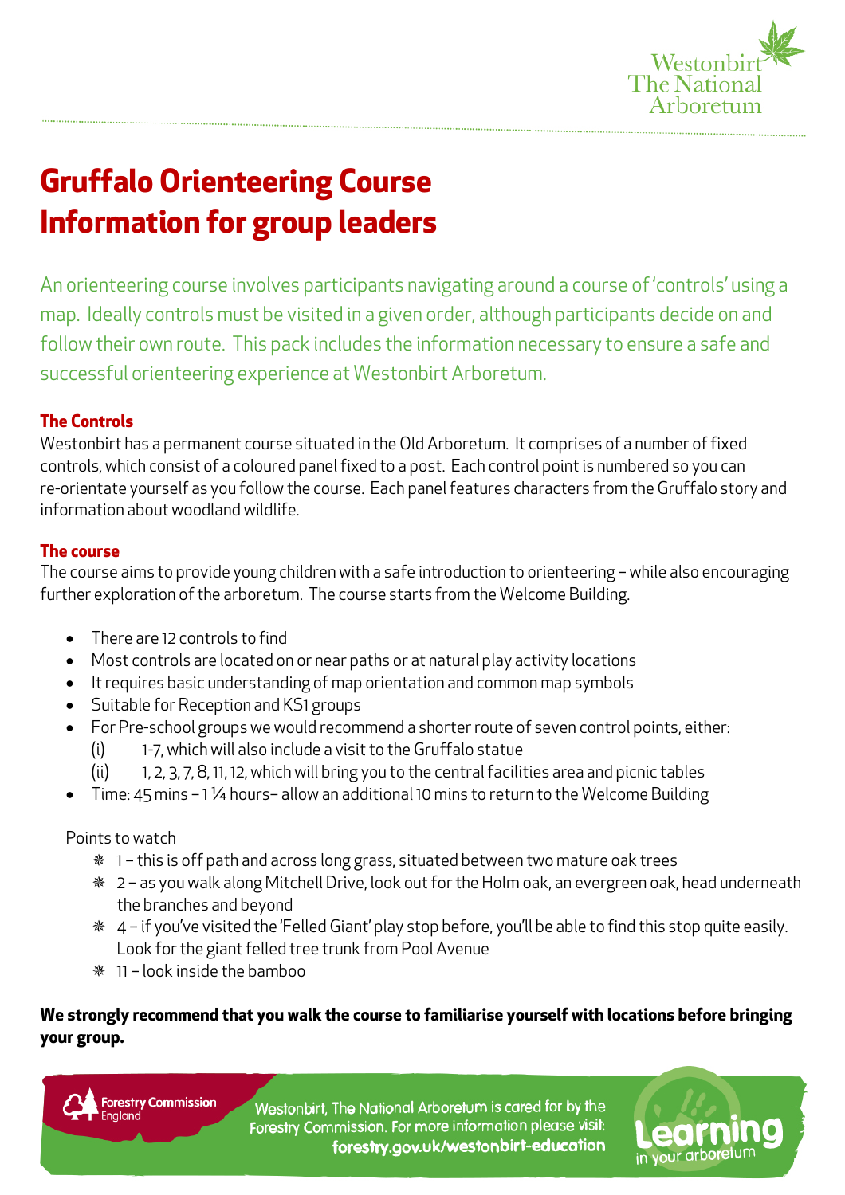# Gruffalo Orienteering Course
# Information for group leaders

An orienteering course involves participants navigating around a course of 'controls' using a map. Ideally controls must be visited in a given order, although participants decide on and follow their own route. This pack includes the information necessary to ensure a safe and successful orienteering experience at Westonbirt Arboretum.

### The Controls

Westonbirt has a permanent course situated in the Old Arboretum. It comprises of a number of fixed controls, which consist of a coloured panel fixed to a post. Each control point is numbered so you can re-orientate yourself as you follow the course. Each panel features characters from the Gruffalo story and information about woodland wildlife.

### The course

The course aims to provide young children with a safe introduction to orienteering – while also encouraging further exploration of the arboretum. The course starts from the Welcome Building.

- There are 12 controls to find
- Most controls are located on or near paths or at natural play activity locations
- It requires basic understanding of map orientation and common map symbols
- Suitable for Reception and KS1 groups
- For Pre-school groups we would recommend a shorter route of seven control points, either:
  - (i) 1-7, which will also include a visit to the Gruffalo statue
  - (ii) 1, 2, 3, 7, 8, 11, 12, which will bring you to the central facilities area and picnic tables
- Time: 45 mins – 1 ¼ hours– allow an additional 10 mins to return to the Welcome Building

Points to watch

- 1 – this is off path and across long grass, situated between two mature oak trees
- 2 – as you walk along Mitchell Drive, look out for the Holm oak, an evergreen oak, head underneath the branches and beyond
- 4 – if you've visited the 'Felled Giant' play stop before, you'll be able to find this stop quite easily. Look for the giant felled tree trunk from Pool Avenue
- 11 – look inside the bamboo

**We strongly recommend that you walk the course to familiarise yourself with locations before bringing your group.**

Westonbirt, The National Arboretum is cared for by the Forestry Commission. For more information please visit: **forestry.gov.uk/westonbirt-education**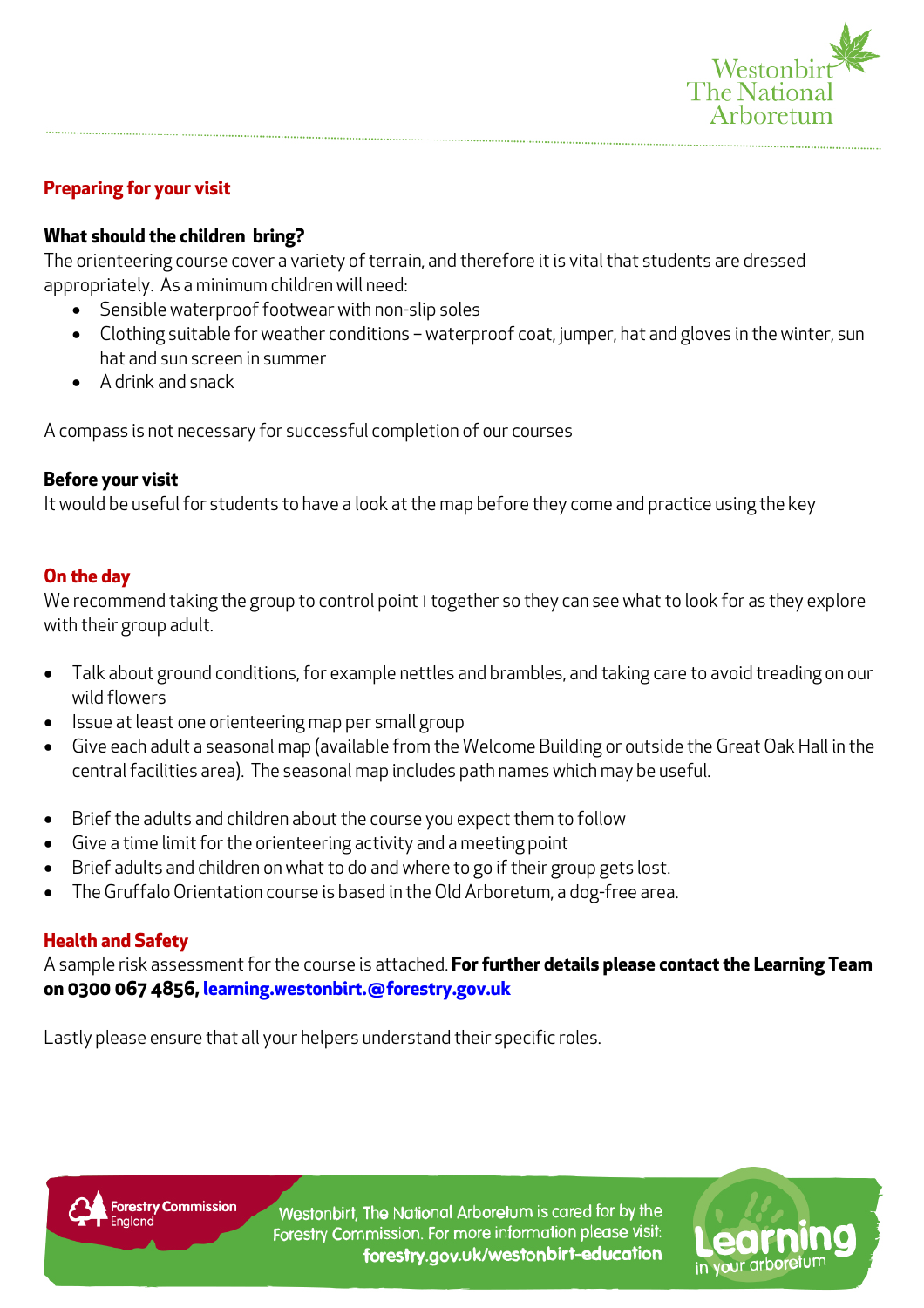## Preparing for your visit

### What should the children bring?

The orienteering course cover a variety of terrain, and therefore it is vital that students are dressed appropriately. As a minimum children will need:

- Sensible waterproof footwear with non-slip soles
- Clothing suitable for weather conditions – waterproof coat, jumper, hat and gloves in the winter, sun hat and sun screen in summer
- A drink and snack

A compass is not necessary for successful completion of our courses

### Before your visit

It would be useful for students to have a look at the map before they come and practice using the key

## On the day

We recommend taking the group to control point 1 together so they can see what to look for as they explore with their group adult.

- Talk about ground conditions, for example nettles and brambles, and taking care to avoid treading on our wild flowers
- Issue at least one orienteering map per small group
- Give each adult a seasonal map (available from the Welcome Building or outside the Great Oak Hall in the central facilities area). The seasonal map includes path names which may be useful.

- Brief the adults and children about the course you expect them to follow
- Give a time limit for the orienteering activity and a meeting point
- Brief adults and children on what to do and where to go if their group gets lost.
- The Gruffalo Orientation course is based in the Old Arboretum, a dog-free area.

## Health and Safety

A sample risk assessment for the course is attached. **For further details please contact the Learning Team on 0300 067 4856, learning.westonbirt.@forestry.gov.uk**

Lastly please ensure that all your helpers understand their specific roles.

Westonbirt, The National Arboretum is cared for by the Forestry Commission. For more information please visit: **forestry.gov.uk/westonbirt-education**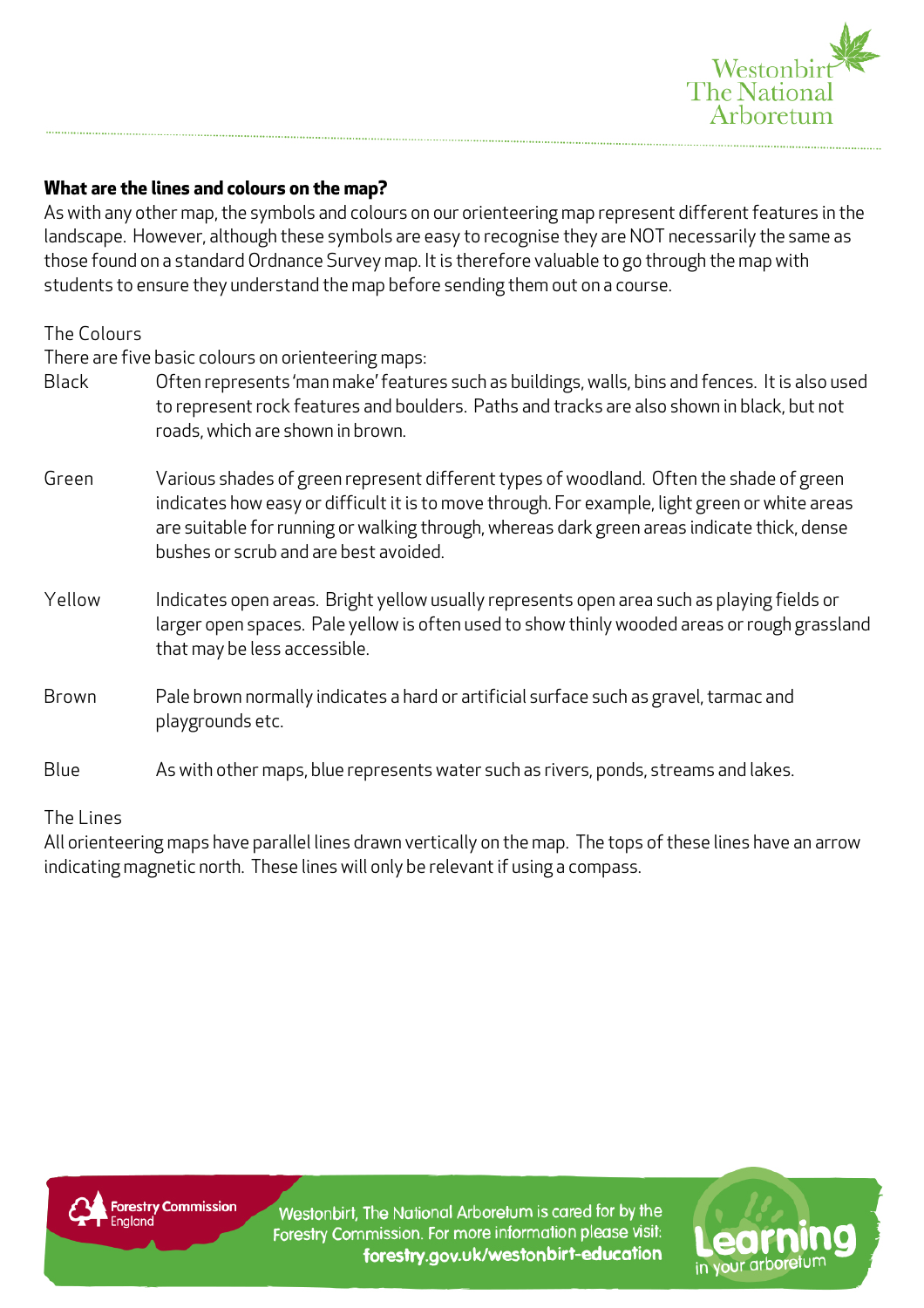## What are the lines and colours on the map?

As with any other map, the symbols and colours on our orienteering map represent different features in the landscape. However, although these symbols are easy to recognise they are NOT necessarily the same as those found on a standard Ordnance Survey map. It is therefore valuable to go through the map with students to ensure they understand the map before sending them out on a course.

### The Colours

There are five basic colours on orienteering maps:

**Black** — Often represents 'man make' features such as buildings, walls, bins and fences. It is also used to represent rock features and boulders. Paths and tracks are also shown in black, but not roads, which are shown in brown.

**Green** — Various shades of green represent different types of woodland. Often the shade of green indicates how easy or difficult it is to move through. For example, light green or white areas are suitable for running or walking through, whereas dark green areas indicate thick, dense bushes or scrub and are best avoided.

**Yellow** — Indicates open areas. Bright yellow usually represents open area such as playing fields or larger open spaces. Pale yellow is often used to show thinly wooded areas or rough grassland that may be less accessible.

**Brown** — Pale brown normally indicates a hard or artificial surface such as gravel, tarmac and playgrounds etc.

**Blue** — As with other maps, blue represents water such as rivers, ponds, streams and lakes.

### The Lines

All orienteering maps have parallel lines drawn vertically on the map. The tops of these lines have an arrow indicating magnetic north. These lines will only be relevant if using a compass.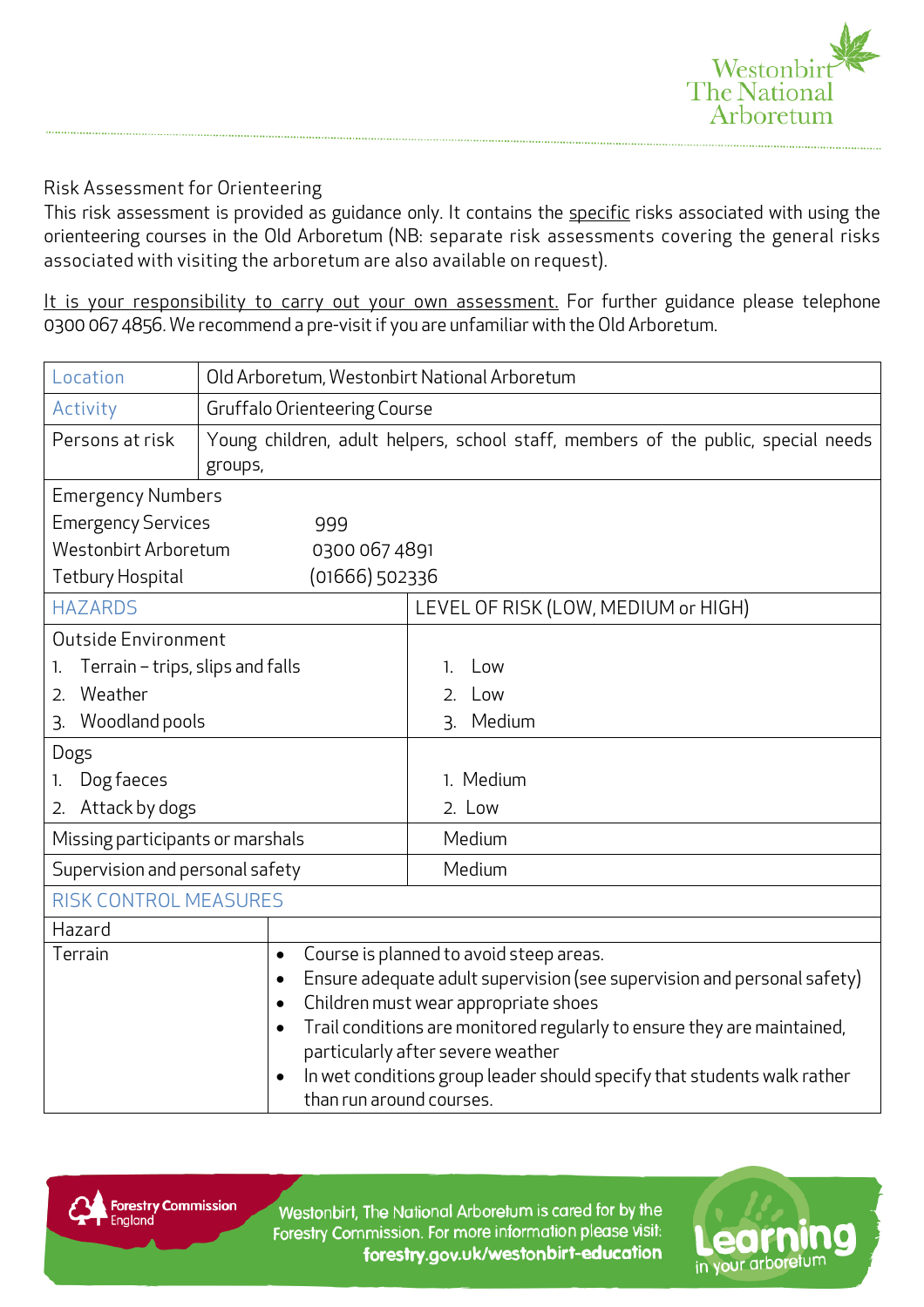Risk Assessment for Orienteering

This risk assessment is provided as guidance only. It contains the <u>specific</u> risks associated with using the orienteering courses in the Old Arboretum (NB: separate risk assessments covering the general risks associated with visiting the arboretum are also available on request).

<u>It is your responsibility to carry out your own assessment.</u> For further guidance please telephone 0300 067 4856. We recommend a pre-visit if you are unfamiliar with the Old Arboretum.

| Location | Old Arboretum, Westonbirt National Arboretum |
|---|---|
| Activity | Gruffalo Orienteering Course |
| Persons at risk | Young children, adult helpers, school staff, members of the public, special needs groups, |

**Emergency Numbers**

| | |
|---|---|
| Emergency Services | 999 |
| Westonbirt Arboretum | 0300 067 4891 |
| Tetbury Hospital | (01666) 502336 |

| HAZARDS | LEVEL OF RISK (LOW, MEDIUM or HIGH) |
|---|---|
| **Outside Environment** | |
| 1. Terrain – trips, slips and falls | 1. Low |
| 2. Weather | 2. Low |
| 3. Woodland pools | 3. Medium |
| **Dogs** | |
| 1. Dog faeces | 1. Medium |
| 2. Attack by dogs | 2. Low |
| Missing participants or marshals | Medium |
| Supervision and personal safety | Medium |

**RISK CONTROL MEASURES**

| Hazard | |
|---|---|
| Terrain | • Course is planned to avoid steep areas.<br>• Ensure adequate adult supervision (see supervision and personal safety)<br>• Children must wear appropriate shoes<br>• Trail conditions are monitored regularly to ensure they are maintained, particularly after severe weather<br>• In wet conditions group leader should specify that students walk rather than run around courses. |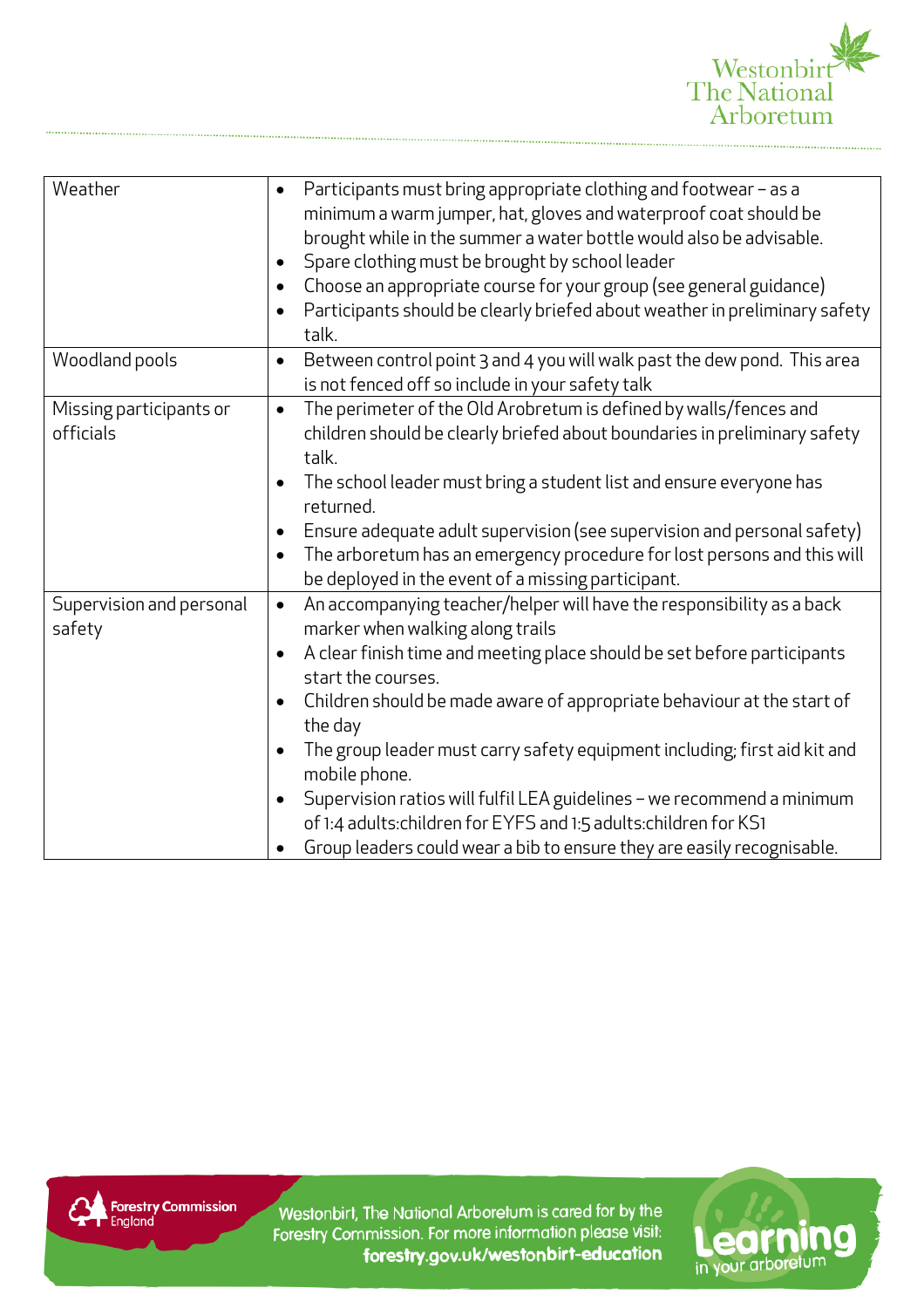| | |
|---|---|
| Weather | • Participants must bring appropriate clothing and footwear – as a minimum a warm jumper, hat, gloves and waterproof coat should be brought while in the summer a water bottle would also be advisable.<br>• Spare clothing must be brought by school leader<br>• Choose an appropriate course for your group (see general guidance)<br>• Participants should be clearly briefed about weather in preliminary safety talk. |
| Woodland pools | • Between control point 3 and 4 you will walk past the dew pond. This area is not fenced off so include in your safety talk |
| Missing participants or officials | • The perimeter of the Old Arobretum is defined by walls/fences and children should be clearly briefed about boundaries in preliminary safety talk.<br>• The school leader must bring a student list and ensure everyone has returned.<br>• Ensure adequate adult supervision (see supervision and personal safety)<br>• The arboretum has an emergency procedure for lost persons and this will be deployed in the event of a missing participant. |
| Supervision and personal safety | • An accompanying teacher/helper will have the responsibility as a back marker when walking along trails<br>• A clear finish time and meeting place should be set before participants start the courses.<br>• Children should be made aware of appropriate behaviour at the start of the day<br>• The group leader must carry safety equipment including; first aid kit and mobile phone.<br>• Supervision ratios will fulfil LEA guidelines – we recommend a minimum of 1:4 adults:children for EYFS and 1:5 adults:children for KS1<br>• Group leaders could wear a bib to ensure they are easily recognisable. |

Westonbirt, The National Arboretum is cared for by the Forestry Commission. For more information please visit: **forestry.gov.uk/westonbirt-education**